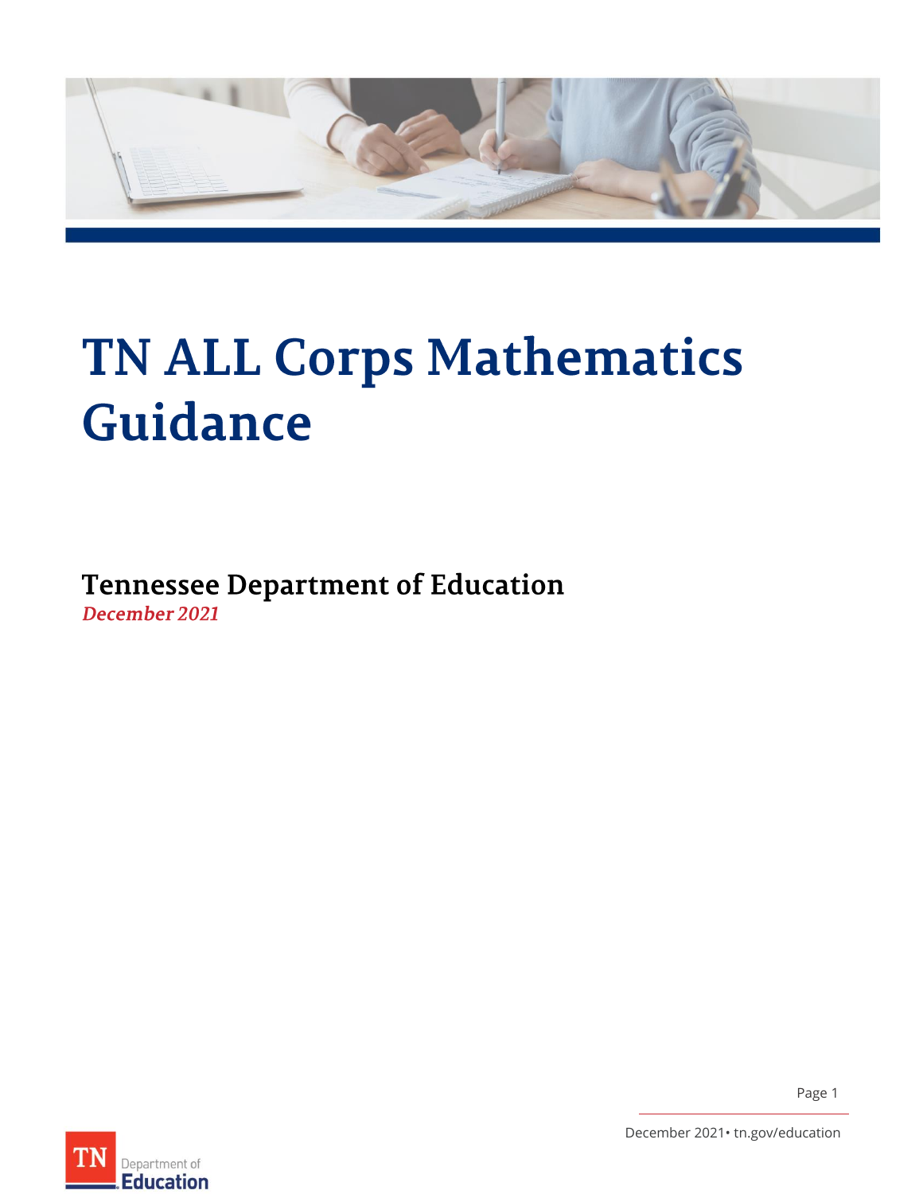# TN ALL Corps Mathematics Guidance

**Tennessee Department of Education**

*December 2021*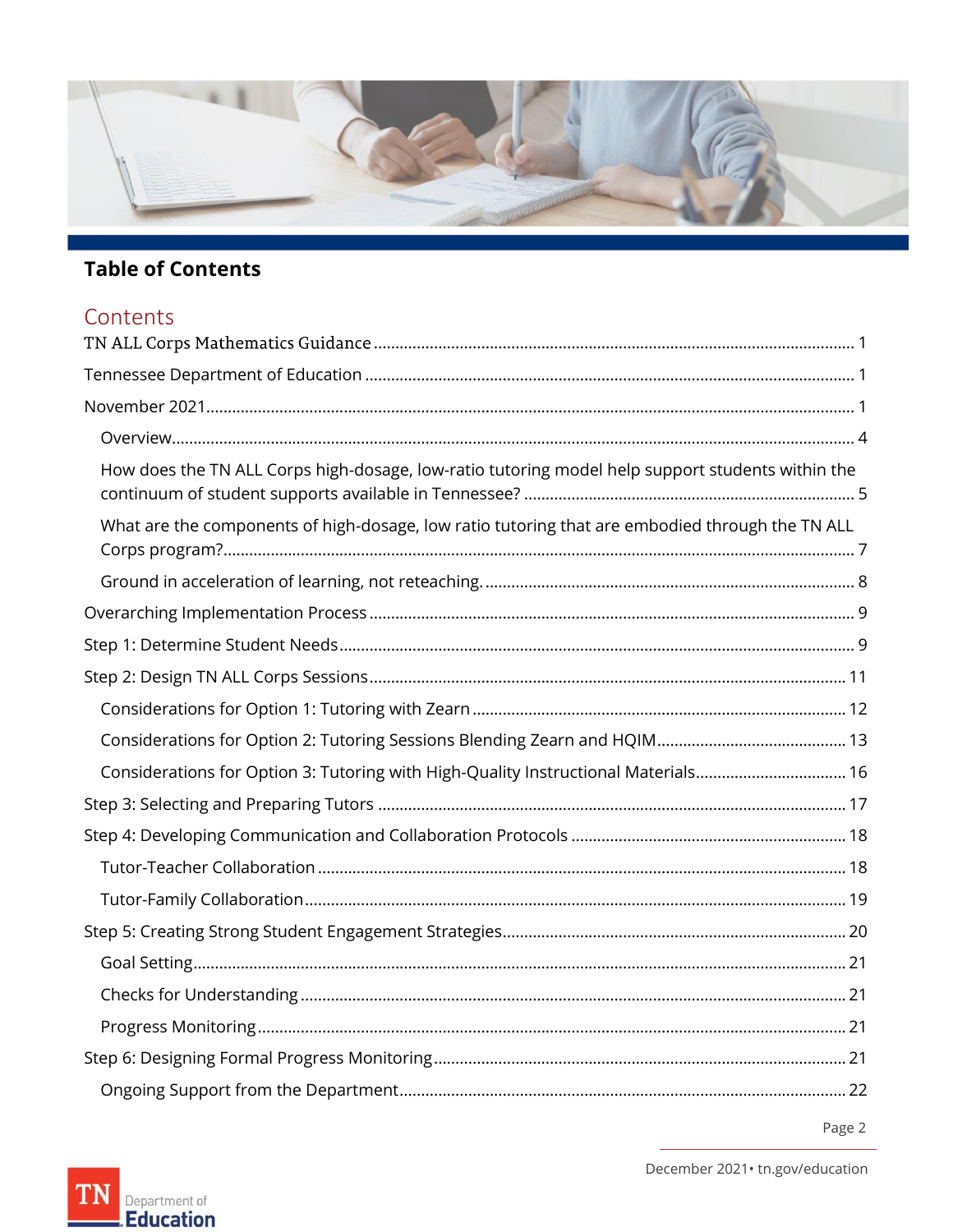## Table of Contents

### Contents

TN ALL Corps Mathematics Guidance ..... 1

Tennessee Department of Education ..... 1

November 2021 ..... 1

- Overview ..... 4
- How does the TN ALL Corps high-dosage, low-ratio tutoring model help support students within the continuum of student supports available in Tennessee? ..... 5
- What are the components of high-dosage, low ratio tutoring that are embodied through the TN ALL Corps program? ..... 7
- Ground in acceleration of learning, not reteaching. ..... 8

Overarching Implementation Process ..... 9

Step 1: Determine Student Needs ..... 9

Step 2: Design TN ALL Corps Sessions ..... 11

- Considerations for Option 1: Tutoring with Zearn ..... 12
- Considerations for Option 2: Tutoring Sessions Blending Zearn and HQIM ..... 13
- Considerations for Option 3: Tutoring with High-Quality Instructional Materials ..... 16

Step 3: Selecting and Preparing Tutors ..... 17

Step 4: Developing Communication and Collaboration Protocols ..... 18

- Tutor-Teacher Collaboration ..... 18
- Tutor-Family Collaboration ..... 19

Step 5: Creating Strong Student Engagement Strategies ..... 20

- Goal Setting ..... 21
- Checks for Understanding ..... 21
- Progress Monitoring ..... 21

Step 6: Designing Formal Progress Monitoring ..... 21

- Ongoing Support from the Department ..... 22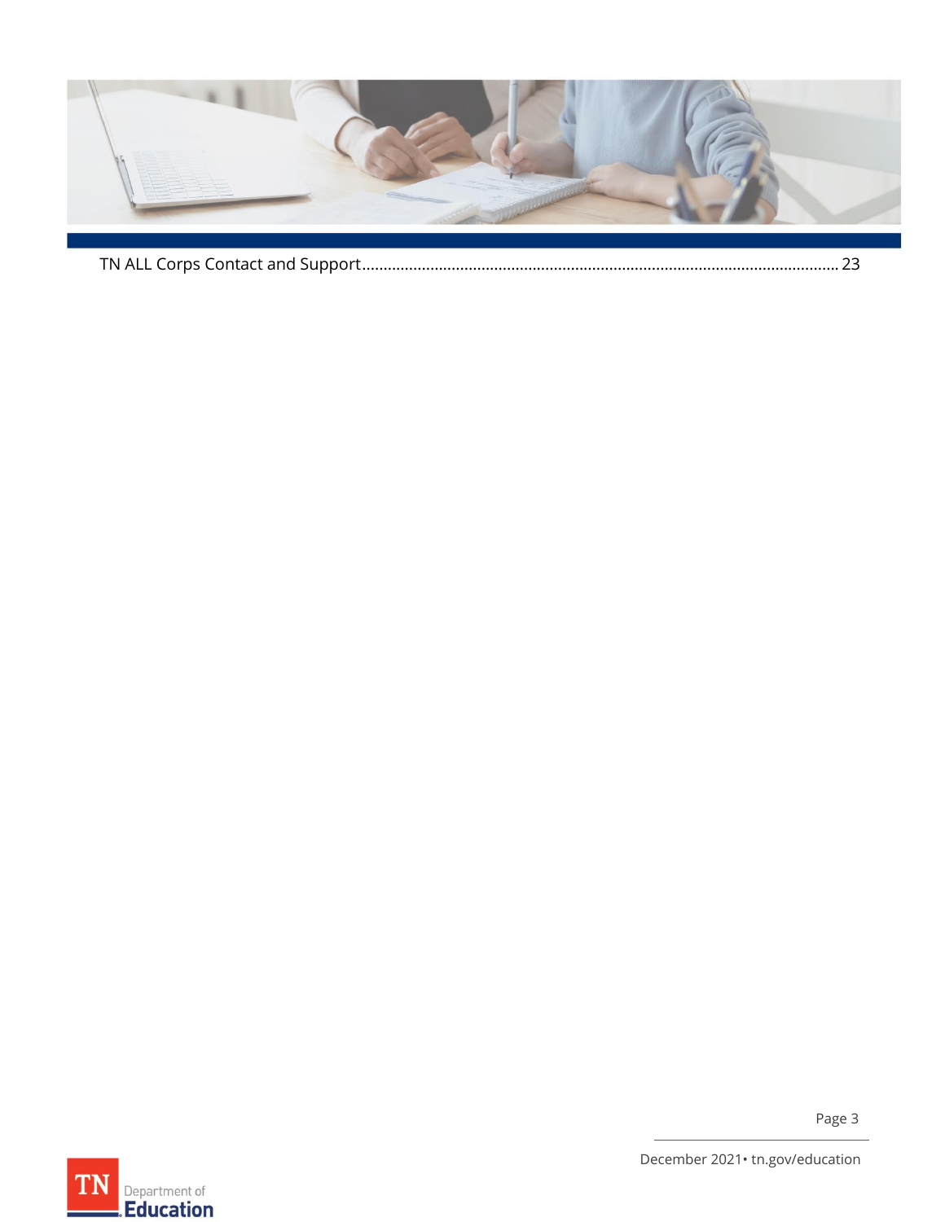TN ALL Corps Contact and Support.............................................................................................................. 23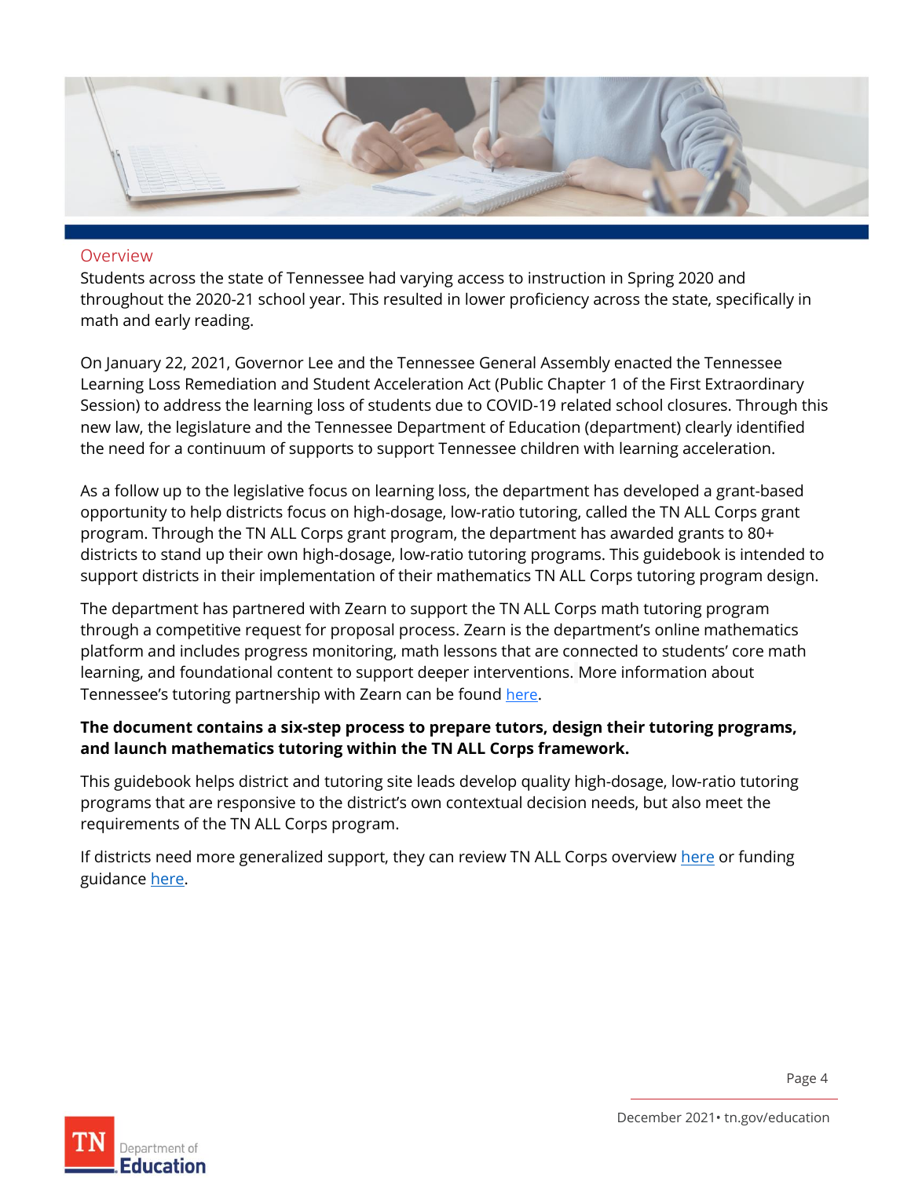## Overview

Students across the state of Tennessee had varying access to instruction in Spring 2020 and throughout the 2020-21 school year. This resulted in lower proficiency across the state, specifically in math and early reading.

On January 22, 2021, Governor Lee and the Tennessee General Assembly enacted the Tennessee Learning Loss Remediation and Student Acceleration Act (Public Chapter 1 of the First Extraordinary Session) to address the learning loss of students due to COVID-19 related school closures. Through this new law, the legislature and the Tennessee Department of Education (department) clearly identified the need for a continuum of supports to support Tennessee children with learning acceleration.

As a follow up to the legislative focus on learning loss, the department has developed a grant-based opportunity to help districts focus on high-dosage, low-ratio tutoring, called the TN ALL Corps grant program. Through the TN ALL Corps grant program, the department has awarded grants to 80+ districts to stand up their own high-dosage, low-ratio tutoring programs. This guidebook is intended to support districts in their implementation of their mathematics TN ALL Corps tutoring program design.

The department has partnered with Zearn to support the TN ALL Corps math tutoring program through a competitive request for proposal process. Zearn is the department's online mathematics platform and includes progress monitoring, math lessons that are connected to students' core math learning, and foundational content to support deeper interventions. More information about Tennessee's tutoring partnership with Zearn can be found here.

**The document contains a six-step process to prepare tutors, design their tutoring programs, and launch mathematics tutoring within the TN ALL Corps framework.**

This guidebook helps district and tutoring site leads develop quality high-dosage, low-ratio tutoring programs that are responsive to the district's own contextual decision needs, but also meet the requirements of the TN ALL Corps program.

If districts need more generalized support, they can review TN ALL Corps overview here or funding guidance here.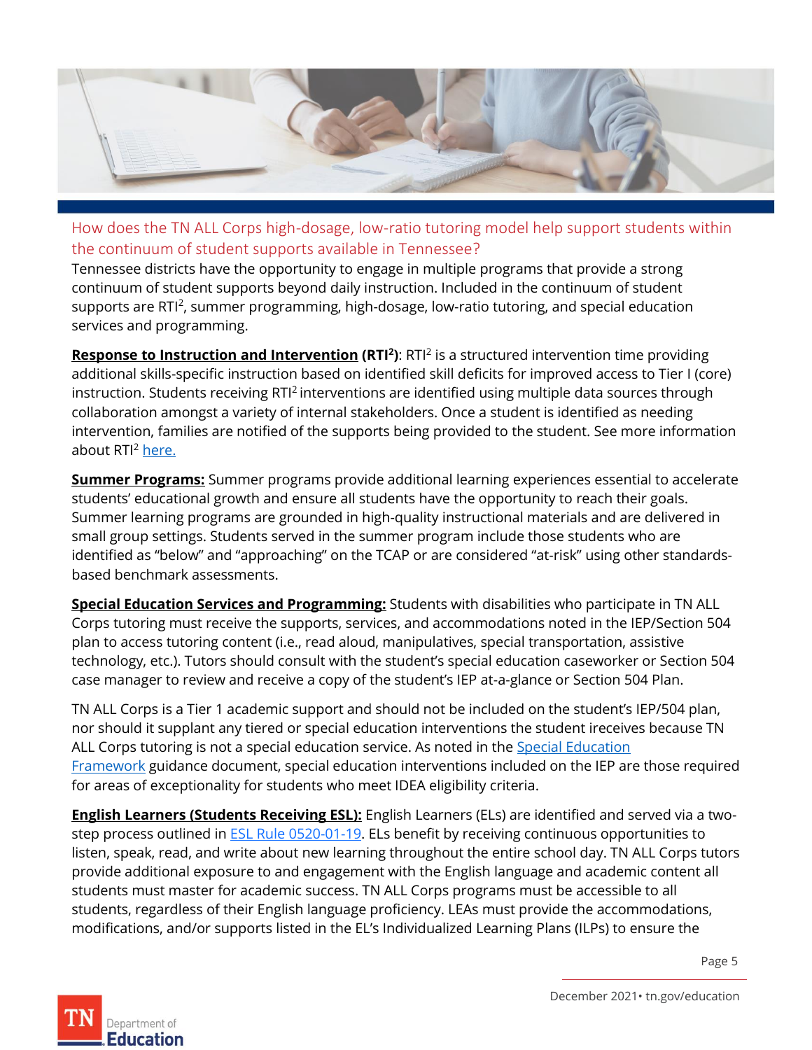## How does the TN ALL Corps high-dosage, low-ratio tutoring model help support students within the continuum of student supports available in Tennessee?

Tennessee districts have the opportunity to engage in multiple programs that provide a strong continuum of student supports beyond daily instruction. Included in the continuum of student supports are RTI$^2$, summer programming, high-dosage, low-ratio tutoring, and special education services and programming.

**Response to Instruction and Intervention (RTI$^2$)**: RTI$^2$ is a structured intervention time providing additional skills-specific instruction based on identified skill deficits for improved access to Tier I (core) instruction. Students receiving RTI$^2$ interventions are identified using multiple data sources through collaboration amongst a variety of internal stakeholders. Once a student is identified as needing intervention, families are notified of the supports being provided to the student. See more information about RTI$^2$ here.

**Summer Programs:** Summer programs provide additional learning experiences essential to accelerate students' educational growth and ensure all students have the opportunity to reach their goals. Summer learning programs are grounded in high-quality instructional materials and are delivered in small group settings. Students served in the summer program include those students who are identified as "below" and "approaching" on the TCAP or are considered "at-risk" using other standards-based benchmark assessments.

**Special Education Services and Programming:** Students with disabilities who participate in TN ALL Corps tutoring must receive the supports, services, and accommodations noted in the IEP/Section 504 plan to access tutoring content (i.e., read aloud, manipulatives, special transportation, assistive technology, etc.). Tutors should consult with the student's special education caseworker or Section 504 case manager to review and receive a copy of the student's IEP at-a-glance or Section 504 Plan.

TN ALL Corps is a Tier 1 academic support and should not be included on the student's IEP/504 plan, nor should it supplant any tiered or special education interventions the student ireceives because TN ALL Corps tutoring is not a special education service. As noted in the Special Education Framework guidance document, special education interventions included on the IEP are those required for areas of exceptionality for students who meet IDEA eligibility criteria.

**English Learners (Students Receiving ESL):** English Learners (ELs) are identified and served via a two-step process outlined in ESL Rule 0520-01-19. ELs benefit by receiving continuous opportunities to listen, speak, read, and write about new learning throughout the entire school day. TN ALL Corps tutors provide additional exposure to and engagement with the English language and academic content all students must master for academic success. TN ALL Corps programs must be accessible to all students, regardless of their English language proficiency. LEAs must provide the accommodations, modifications, and/or supports listed in the EL's Individualized Learning Plans (ILPs) to ensure the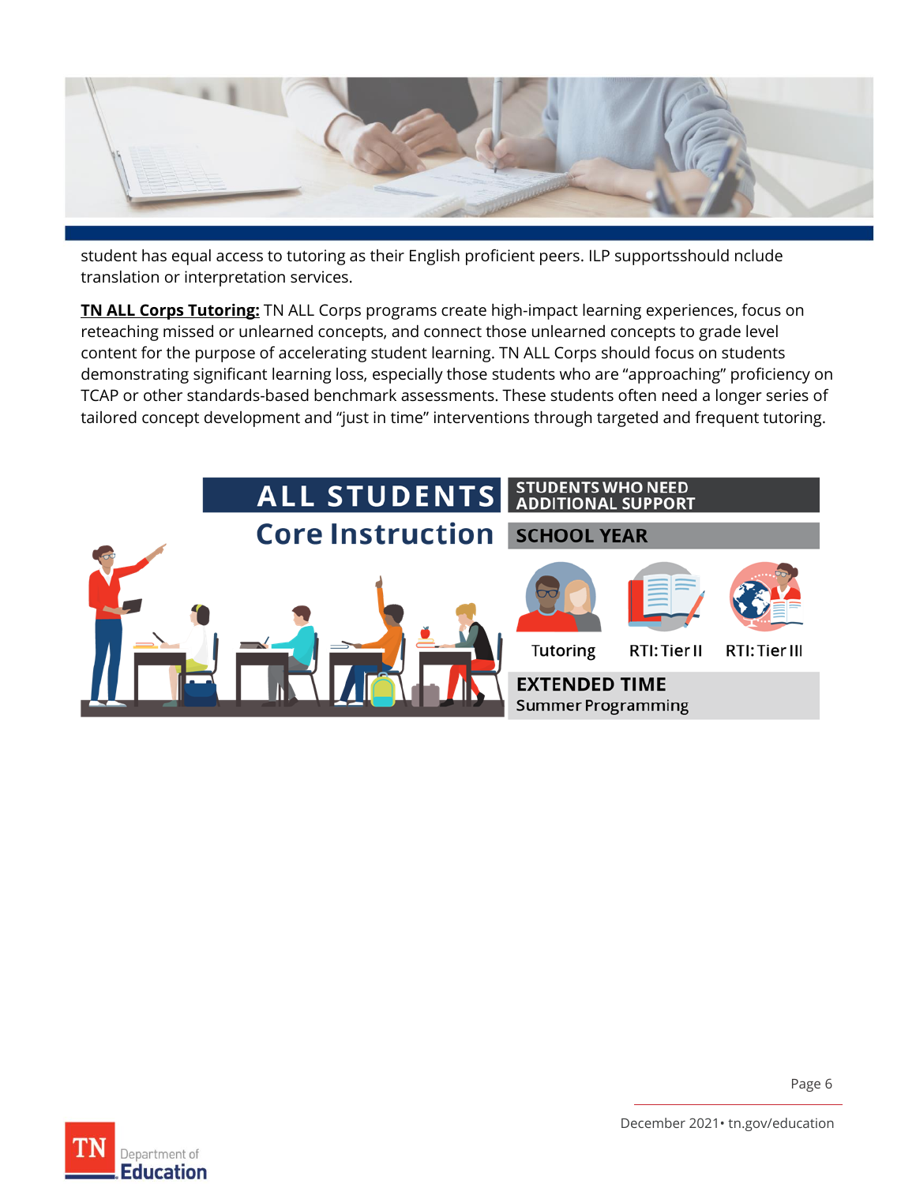student has equal access to tutoring as their English proficient peers. ILP supportsshould nclude translation or interpretation services.

**TN ALL Corps Tutoring:** TN ALL Corps programs create high-impact learning experiences, focus on reteaching missed or unlearned concepts, and connect those unlearned concepts to grade level content for the purpose of accelerating student learning. TN ALL Corps should focus on students demonstrating significant learning loss, especially those students who are "approaching" proficiency on TCAP or other standards-based benchmark assessments. These students often need a longer series of tailored concept development and "just in time" interventions through targeted and frequent tutoring.

ALL STUDENTS

Core Instruction

STUDENTS WHO NEED ADDITIONAL SUPPORT

SCHOOL YEAR

Tutoring

RTI: Tier II

RTI: Tier III

EXTENDED TIME

Summer Programming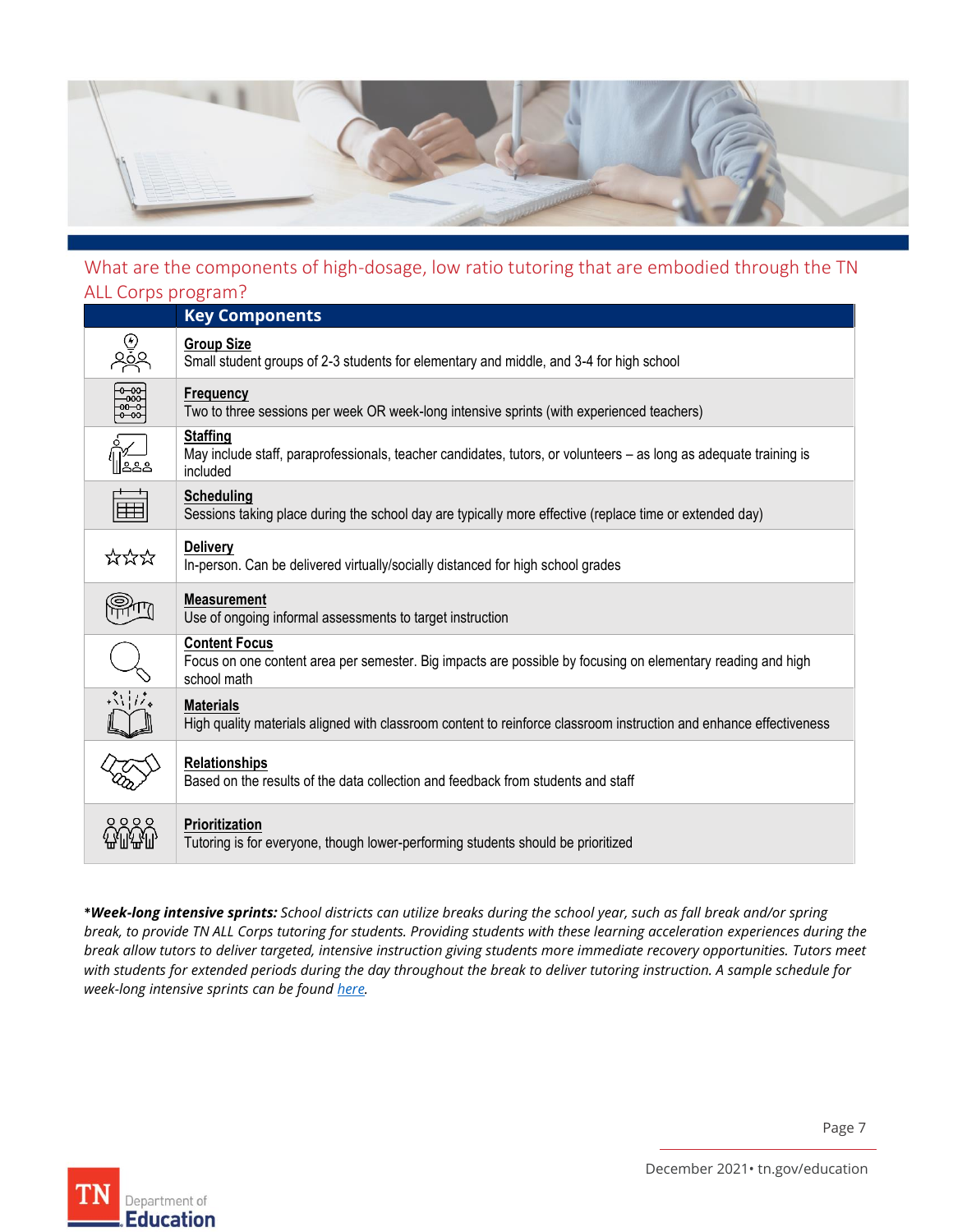## What are the components of high-dosage, low ratio tutoring that are embodied through the TN ALL Corps program?

| | Key Components |
|---|---|
| | **Group Size**<br>Small student groups of 2-3 students for elementary and middle, and 3-4 for high school |
| | **Frequency**<br>Two to three sessions per week OR week-long intensive sprints (with experienced teachers) |
| | **Staffing**<br>May include staff, paraprofessionals, teacher candidates, tutors, or volunteers – as long as adequate training is included |
| | **Scheduling**<br>Sessions taking place during the school day are typically more effective (replace time or extended day) |
| | **Delivery**<br>In-person. Can be delivered virtually/socially distanced for high school grades |
| | **Measurement**<br>Use of ongoing informal assessments to target instruction |
| | **Content Focus**<br>Focus on one content area per semester. Big impacts are possible by focusing on elementary reading and high school math |
| | **Materials**<br>High quality materials aligned with classroom content to reinforce classroom instruction and enhance effectiveness |
| | **Relationships**<br>Based on the results of the data collection and feedback from students and staff |
| | **Prioritization**<br>Tutoring is for everyone, though lower-performing students should be prioritized |

****Week-long intensive sprints:*** *School districts can utilize breaks during the school year, such as fall break and/or spring break, to provide TN ALL Corps tutoring for students. Providing students with these learning acceleration experiences during the break allow tutors to deliver targeted, intensive instruction giving students more immediate recovery opportunities. Tutors meet with students for extended periods during the day throughout the break to deliver tutoring instruction. A sample schedule for week-long intensive sprints can be found here.*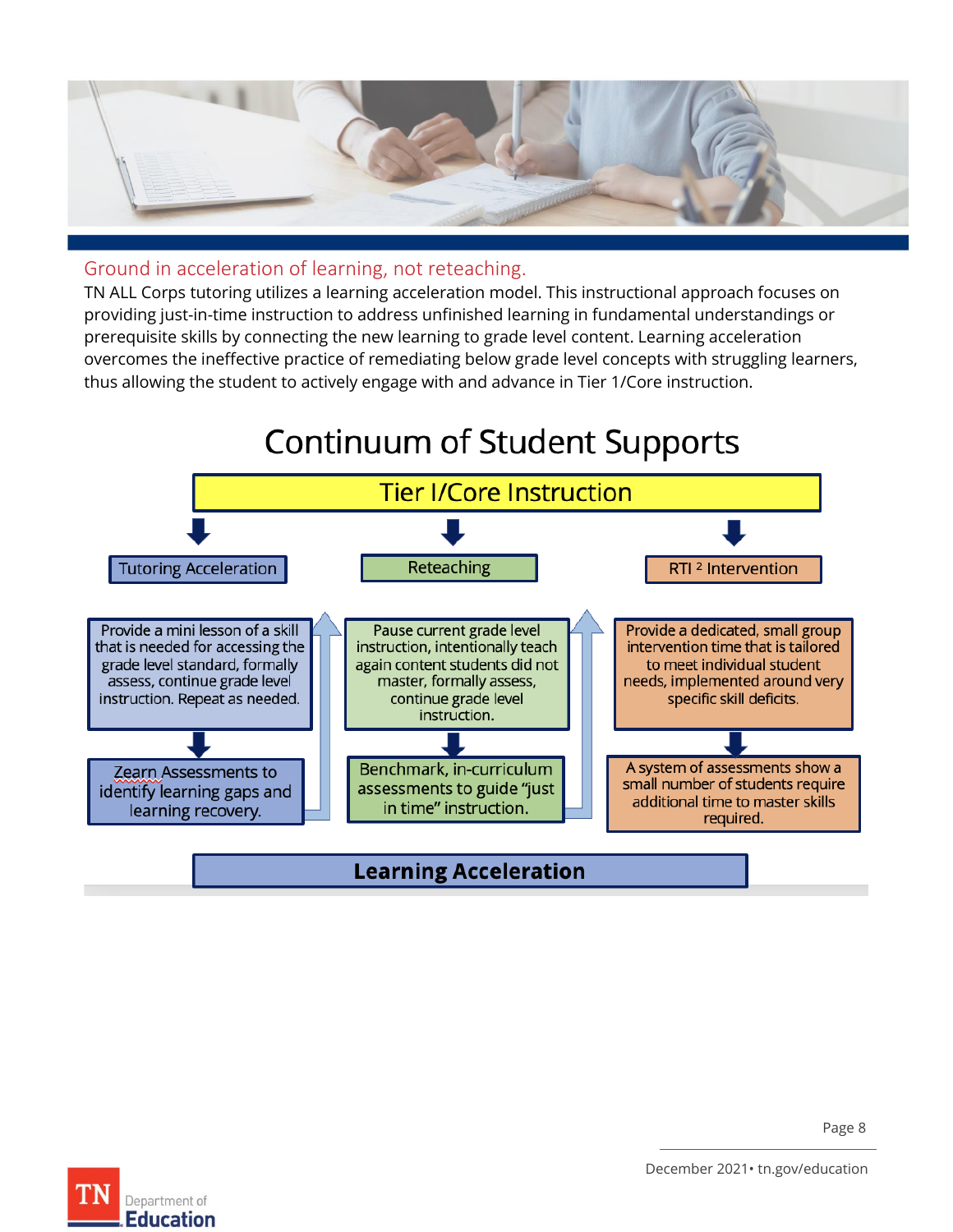## Ground in acceleration of learning, not reteaching.

TN ALL Corps tutoring utilizes a learning acceleration model. This instructional approach focuses on providing just-in-time instruction to address unfinished learning in fundamental understandings or prerequisite skills by connecting the new learning to grade level content. Learning acceleration overcomes the ineffective practice of remediating below grade level concepts with struggling learners, thus allowing the student to actively engage with and advance in Tier 1/Core instruction.

## Continuum of Student Supports

**Tier I/Core Instruction**

| Tutoring Acceleration | Reteaching | RTI ² Intervention |
|---|---|---|
| Provide a mini lesson of a skill that is needed for accessing the grade level standard, formally assess, continue grade level instruction. Repeat as needed. | Pause current grade level instruction, intentionally teach again content students did not master, formally assess, continue grade level instruction. | Provide a dedicated, small group intervention time that is tailored to meet individual student needs, implemented around very specific skill deficits. |
| Zearn Assessments to identify learning gaps and learning recovery. | Benchmark, in-curriculum assessments to guide "just in time" instruction. | A system of assessments show a small number of students require additional time to master skills required. |

**Learning Acceleration**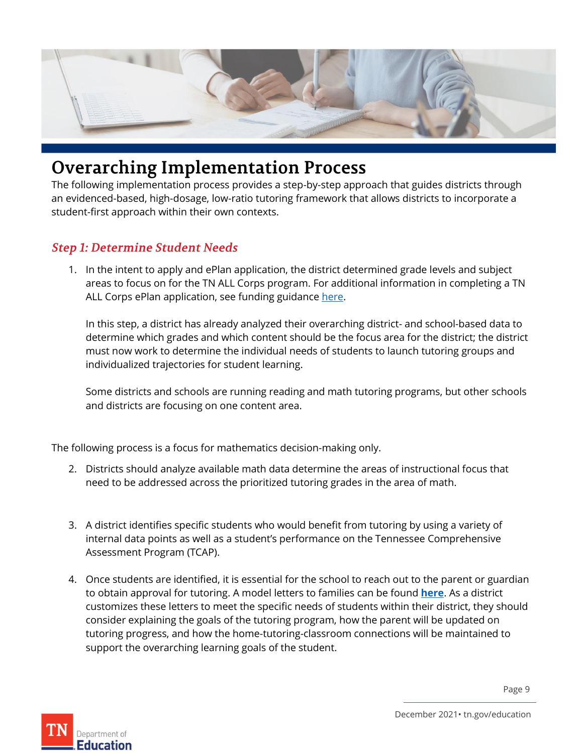# Overarching Implementation Process

The following implementation process provides a step-by-step approach that guides districts through an evidenced-based, high-dosage, low-ratio tutoring framework that allows districts to incorporate a student-first approach within their own contexts.

## *Step 1: Determine Student Needs*

1. In the intent to apply and ePlan application, the district determined grade levels and subject areas to focus on for the TN ALL Corps program. For additional information in completing a TN ALL Corps ePlan application, see funding guidance here.

   In this step, a district has already analyzed their overarching district- and school-based data to determine which grades and which content should be the focus area for the district; the district must now work to determine the individual needs of students to launch tutoring groups and individualized trajectories for student learning.

   Some districts and schools are running reading and math tutoring programs, but other schools and districts are focusing on one content area.

The following process is a focus for mathematics decision-making only.

2. Districts should analyze available math data determine the areas of instructional focus that need to be addressed across the prioritized tutoring grades in the area of math.

3. A district identifies specific students who would benefit from tutoring by using a variety of internal data points as well as a student's performance on the Tennessee Comprehensive Assessment Program (TCAP).

4. Once students are identified, it is essential for the school to reach out to the parent or guardian to obtain approval for tutoring. A model letters to families can be found **here**. As a district customizes these letters to meet the specific needs of students within their district, they should consider explaining the goals of the tutoring program, how the parent will be updated on tutoring progress, and how the home-tutoring-classroom connections will be maintained to support the overarching learning goals of the student.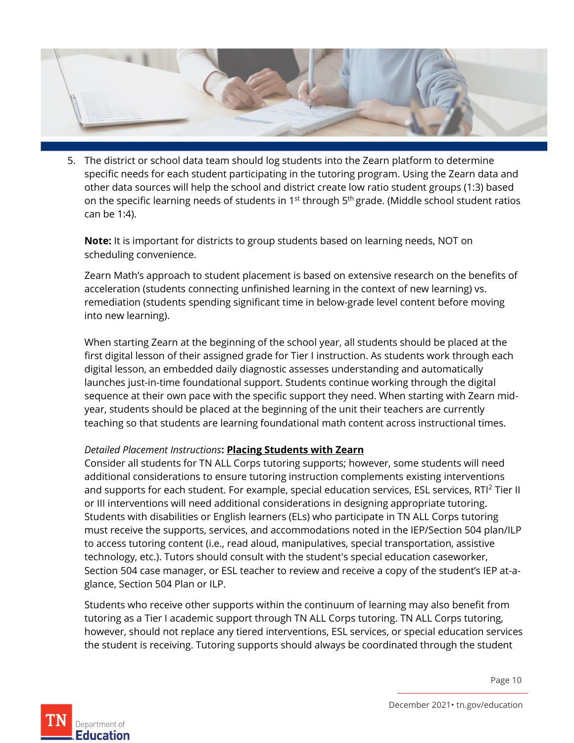5. The district or school data team should log students into the Zearn platform to determine specific needs for each student participating in the tutoring program. Using the Zearn data and other data sources will help the school and district create low ratio student groups (1:3) based on the specific learning needs of students in 1st through 5th grade. (Middle school student ratios can be 1:4).

   **Note:** It is important for districts to group students based on learning needs, NOT on scheduling convenience.

   Zearn Math's approach to student placement is based on extensive research on the benefits of acceleration (students connecting unfinished learning in the context of new learning) vs. remediation (students spending significant time in below-grade level content before moving into new learning).

   When starting Zearn at the beginning of the school year, all students should be placed at the first digital lesson of their assigned grade for Tier I instruction. As students work through each digital lesson, an embedded daily diagnostic assesses understanding and automatically launches just-in-time foundational support. Students continue working through the digital sequence at their own pace with the specific support they need. When starting with Zearn mid-year, students should be placed at the beginning of the unit their teachers are currently teaching so that students are learning foundational math content across instructional times.

   *Detailed Placement Instructions*: **Placing Students with Zearn**
   Consider all students for TN ALL Corps tutoring supports; however, some students will need additional considerations to ensure tutoring instruction complements existing interventions and supports for each student. For example, special education services, ESL services, RTI[2] Tier II or III interventions will need additional considerations in designing appropriate tutoring. Students with disabilities or English learners (ELs) who participate in TN ALL Corps tutoring must receive the supports, services, and accommodations noted in the IEP/Section 504 plan/ILP to access tutoring content (i.e., read aloud, manipulatives, special transportation, assistive technology, etc.). Tutors should consult with the student's special education caseworker, Section 504 case manager, or ESL teacher to review and receive a copy of the student's IEP at-a-glance, Section 504 Plan or ILP.

   Students who receive other supports within the continuum of learning may also benefit from tutoring as a Tier I academic support through TN ALL Corps tutoring. TN ALL Corps tutoring, however, should not replace any tiered interventions, ESL services, or special education services the student is receiving. Tutoring supports should always be coordinated through the student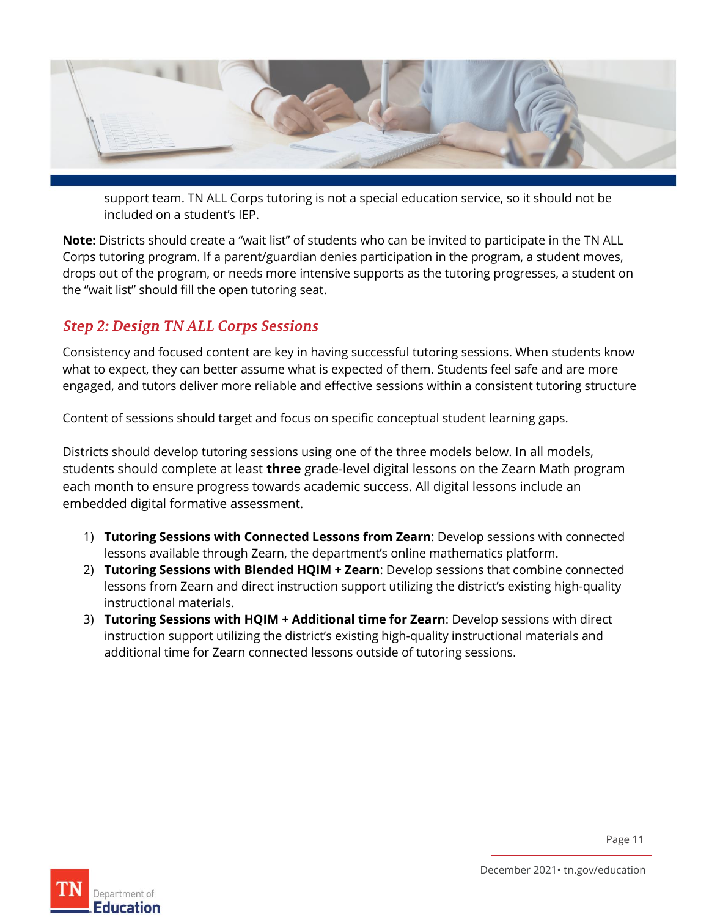support team. TN ALL Corps tutoring is not a special education service, so it should not be included on a student's IEP.

**Note:** Districts should create a "wait list" of students who can be invited to participate in the TN ALL Corps tutoring program. If a parent/guardian denies participation in the program, a student moves, drops out of the program, or needs more intensive supports as the tutoring progresses, a student on the "wait list" should fill the open tutoring seat.

## *Step 2: Design TN ALL Corps Sessions*

Consistency and focused content are key in having successful tutoring sessions. When students know what to expect, they can better assume what is expected of them. Students feel safe and are more engaged, and tutors deliver more reliable and effective sessions within a consistent tutoring structure

Content of sessions should target and focus on specific conceptual student learning gaps.

Districts should develop tutoring sessions using one of the three models below. In all models, students should complete at least **three** grade-level digital lessons on the Zearn Math program each month to ensure progress towards academic success. All digital lessons include an embedded digital formative assessment.

1) **Tutoring Sessions with Connected Lessons from Zearn**: Develop sessions with connected lessons available through Zearn, the department's online mathematics platform.
2) **Tutoring Sessions with Blended HQIM + Zearn**: Develop sessions that combine connected lessons from Zearn and direct instruction support utilizing the district's existing high-quality instructional materials.
3) **Tutoring Sessions with HQIM + Additional time for Zearn**: Develop sessions with direct instruction support utilizing the district's existing high-quality instructional materials and additional time for Zearn connected lessons outside of tutoring sessions.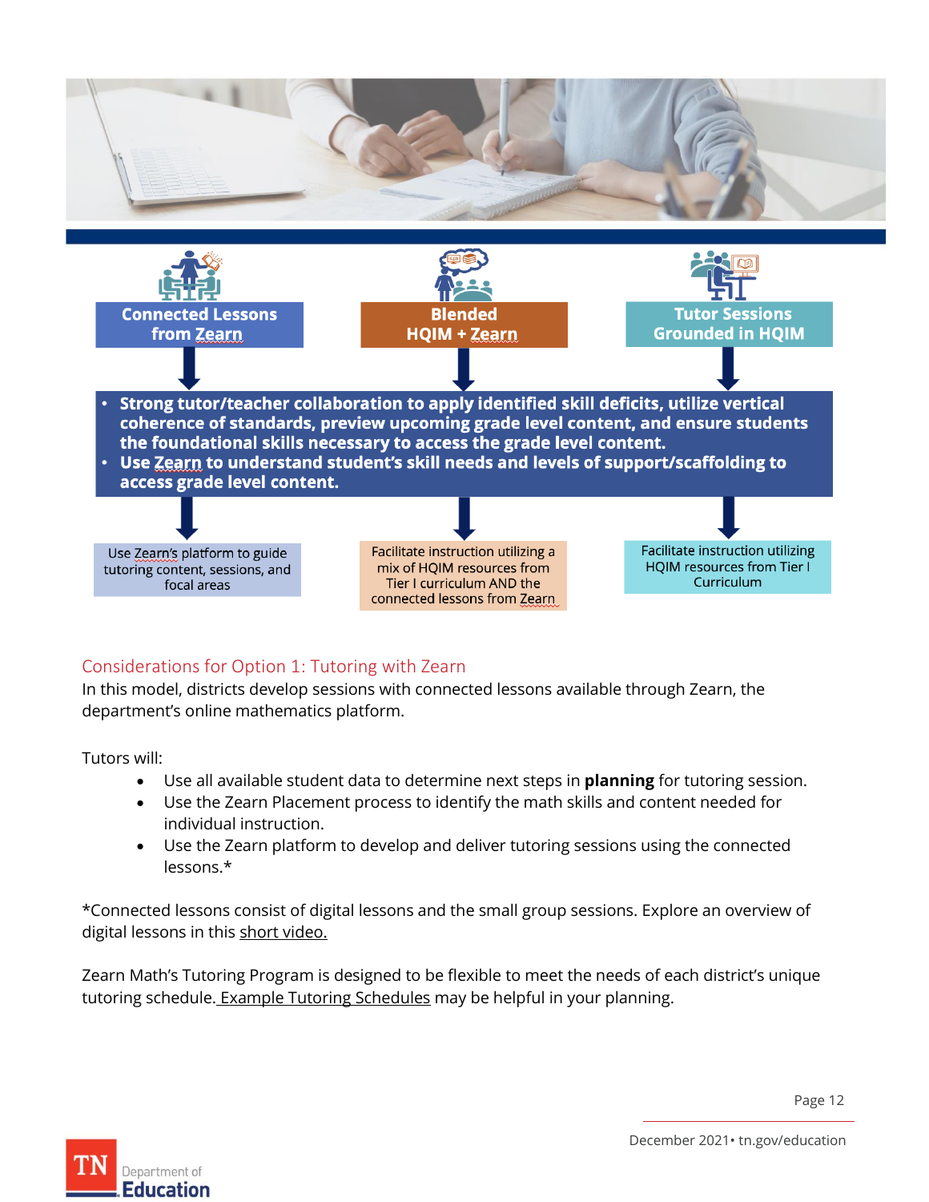**Connected Lessons from Zearn** | **Blended HQIM + Zearn** | **Tutor Sessions Grounded in HQIM**

- **Strong tutor/teacher collaboration to apply identified skill deficits, utilize vertical coherence of standards, preview upcoming grade level content, and ensure students the foundational skills necessary to access the grade level content.**
- **Use Zearn to understand student's skill needs and levels of support/scaffolding to access grade level content.**

| Connected Lessons from Zearn | Blended HQIM + Zearn | Tutor Sessions Grounded in HQIM |
| --- | --- | --- |
| Use Zearn's platform to guide tutoring content, sessions, and focal areas | Facilitate instruction utilizing a mix of HQIM resources from Tier I curriculum AND the connected lessons from Zearn | Facilitate instruction utilizing HQIM resources from Tier I Curriculum |

## Considerations for Option 1: Tutoring with Zearn

In this model, districts develop sessions with connected lessons available through Zearn, the department's online mathematics platform.

Tutors will:

- Use all available student data to determine next steps in **planning** for tutoring session.
- Use the Zearn Placement process to identify the math skills and content needed for individual instruction.
- Use the Zearn platform to develop and deliver tutoring sessions using the connected lessons.*

*Connected lessons consist of digital lessons and the small group sessions. Explore an overview of digital lessons in this short video.

Zearn Math's Tutoring Program is designed to be flexible to meet the needs of each district's unique tutoring schedule. Example Tutoring Schedules may be helpful in your planning.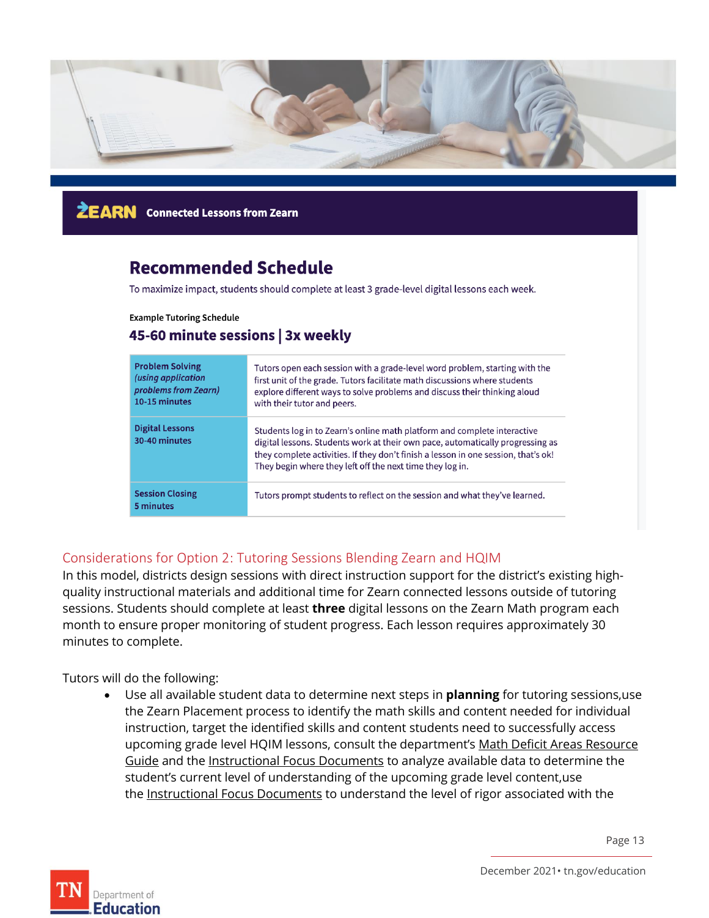**ZEARN** Connected Lessons from Zearn

## Recommended Schedule

To maximize impact, students should complete at least 3 grade-level digital lessons each week.

Example Tutoring Schedule

### 45-60 minute sessions | 3x weekly

| | |
|---|---|
| **Problem Solving** ***(using application problems from Zearn)*** **10-15 minutes** | Tutors open each session with a grade-level word problem, starting with the first unit of the grade. Tutors facilitate math discussions where students explore different ways to solve problems and discuss their thinking aloud with their tutor and peers. |
| **Digital Lessons 30-40 minutes** | Students log in to Zearn's online math platform and complete interactive digital lessons. Students work at their own pace, automatically progressing as they complete activities. If they don't finish a lesson in one session, that's ok! They begin where they left off the next time they log in. |
| **Session Closing 5 minutes** | Tutors prompt students to reflect on the session and what they've learned. |

## Considerations for Option 2: Tutoring Sessions Blending Zearn and HQIM

In this model, districts design sessions with direct instruction support for the district's existing high-quality instructional materials and additional time for Zearn connected lessons outside of tutoring sessions. Students should complete at least **three** digital lessons on the Zearn Math program each month to ensure proper monitoring of student progress. Each lesson requires approximately 30 minutes to complete.

Tutors will do the following:

- Use all available student data to determine next steps in **planning** for tutoring sessions,use the Zearn Placement process to identify the math skills and content needed for individual instruction, target the identified skills and content students need to successfully access upcoming grade level HQIM lessons, consult the department's Math Deficit Areas Resource Guide and the Instructional Focus Documents to analyze available data to determine the student's current level of understanding of the upcoming grade level content,use the Instructional Focus Documents to understand the level of rigor associated with the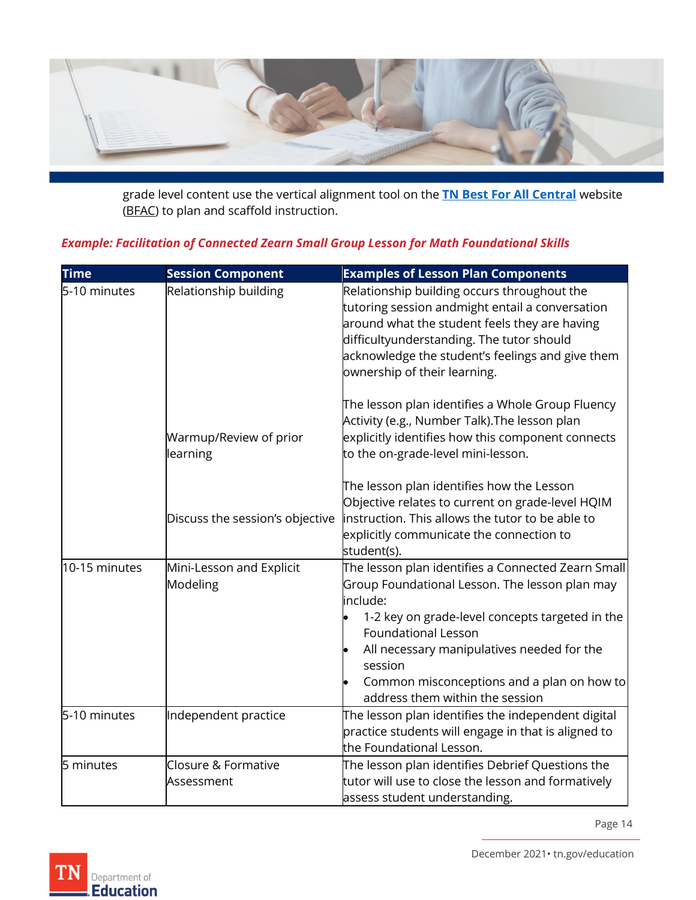grade level content use the vertical alignment tool on the **[TN Best For All Central](#)** website (BFAC) to plan and scaffold instruction.

***Example: Facilitation of Connected Zearn Small Group Lesson for Math Foundational Skills***

| Time | Session Component | Examples of Lesson Plan Components |
|---|---|---|
| 5-10 minutes | Relationship building<br><br><br><br><br><br><br>Warmup/Review of prior learning<br><br><br><br>Discuss the session's objective | Relationship building occurs throughout the tutoring session andmight entail a conversation around what the student feels they are having difficultyunderstanding. The tutor should acknowledge the student's feelings and give them ownership of their learning.<br><br>The lesson plan identifies a Whole Group Fluency Activity (e.g., Number Talk).The lesson plan explicitly identifies how this component connects to the on-grade-level mini-lesson.<br><br>The lesson plan identifies how the Lesson Objective relates to current on grade-level HQIM instruction. This allows the tutor to be able to explicitly communicate the connection to student(s). |
| 10-15 minutes | Mini-Lesson and Explicit Modeling | The lesson plan identifies a Connected Zearn Small Group Foundational Lesson. The lesson plan may include:<br>• 1-2 key on grade-level concepts targeted in the Foundational Lesson<br>• All necessary manipulatives needed for the session<br>• Common misconceptions and a plan on how to address them within the session |
| 5-10 minutes | Independent practice | The lesson plan identifies the independent digital practice students will engage in that is aligned to the Foundational Lesson. |
| 5 minutes | Closure & Formative Assessment | The lesson plan identifies Debrief Questions the tutor will use to close the lesson and formatively assess student understanding. |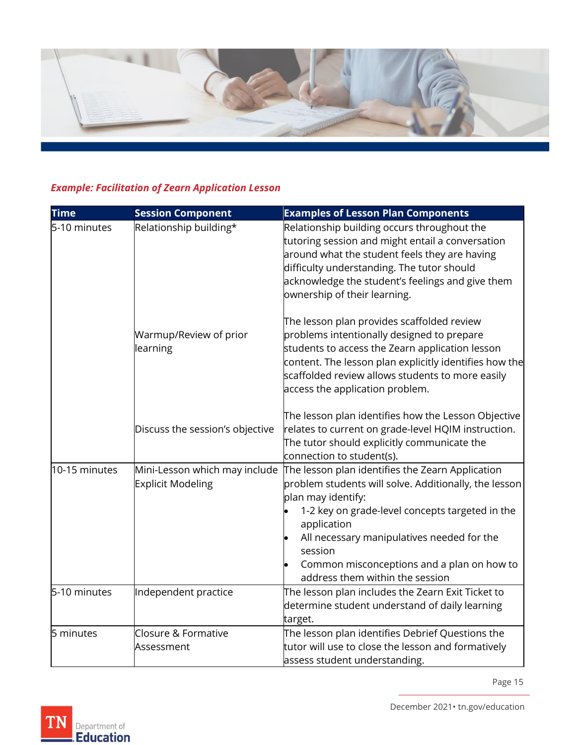*Example: Facilitation of Zearn Application Lesson*

| Time | Session Component | Examples of Lesson Plan Components |
|---|---|---|
| 5-10 minutes | Relationship building* | Relationship building occurs throughout the tutoring session and might entail a conversation around what the student feels they are having difficulty understanding. The tutor should acknowledge the student's feelings and give them ownership of their learning. |
| | Warmup/Review of prior learning | The lesson plan provides scaffolded review problems intentionally designed to prepare students to access the Zearn application lesson content. The lesson plan explicitly identifies how the scaffolded review allows students to more easily access the application problem. |
| | Discuss the session's objective | The lesson plan identifies how the Lesson Objective relates to current on grade-level HQIM instruction. The tutor should explicitly communicate the connection to student(s). |
| 10-15 minutes | Mini-Lesson which may include Explicit Modeling | The lesson plan identifies the Zearn Application problem students will solve. Additionally, the lesson plan may identify: <br>• 1-2 key on grade-level concepts targeted in the application <br>• All necessary manipulatives needed for the session <br>• Common misconceptions and a plan on how to address them within the session |
| 5-10 minutes | Independent practice | The lesson plan includes the Zearn Exit Ticket to determine student understand of daily learning target. |
| 5 minutes | Closure & Formative Assessment | The lesson plan identifies Debrief Questions the tutor will use to close the lesson and formatively assess student understanding. |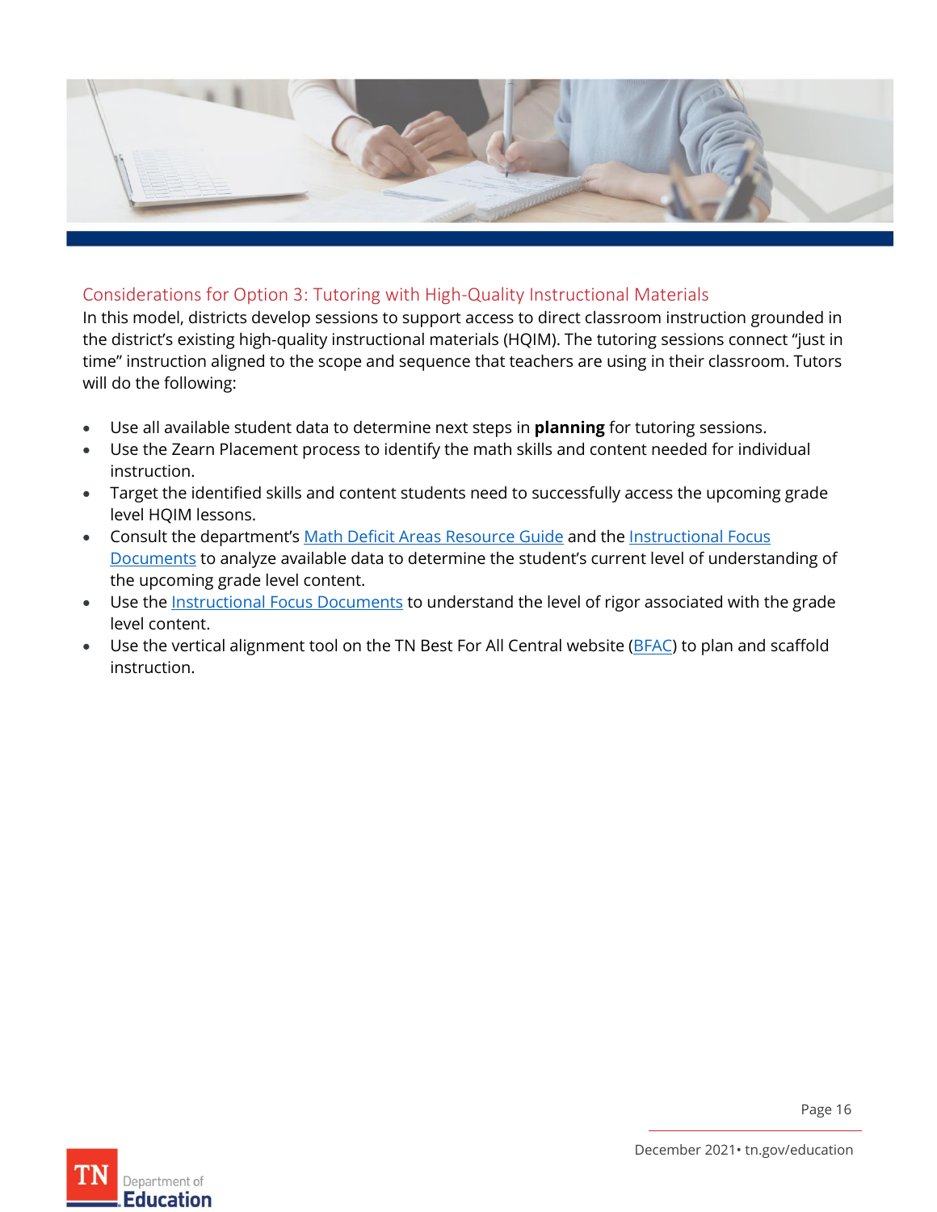## Considerations for Option 3: Tutoring with High-Quality Instructional Materials

In this model, districts develop sessions to support access to direct classroom instruction grounded in the district's existing high-quality instructional materials (HQIM). The tutoring sessions connect "just in time" instruction aligned to the scope and sequence that teachers are using in their classroom. Tutors will do the following:

- Use all available student data to determine next steps in **planning** for tutoring sessions.
- Use the Zearn Placement process to identify the math skills and content needed for individual instruction.
- Target the identified skills and content students need to successfully access the upcoming grade level HQIM lessons.
- Consult the department's Math Deficit Areas Resource Guide and the Instructional Focus Documents to analyze available data to determine the student's current level of understanding of the upcoming grade level content.
- Use the Instructional Focus Documents to understand the level of rigor associated with the grade level content.
- Use the vertical alignment tool on the TN Best For All Central website (BFAC) to plan and scaffold instruction.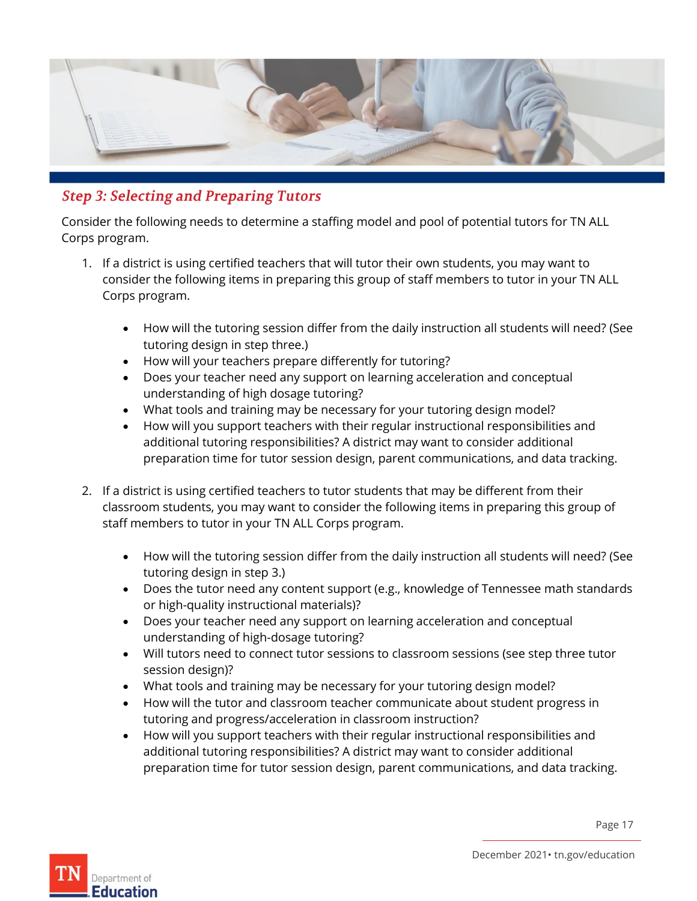## *Step 3: Selecting and Preparing Tutors*

Consider the following needs to determine a staffing model and pool of potential tutors for TN ALL Corps program.

1. If a district is using certified teachers that will tutor their own students, you may want to consider the following items in preparing this group of staff members to tutor in your TN ALL Corps program.

    - How will the tutoring session differ from the daily instruction all students will need? (See tutoring design in step three.)
    - How will your teachers prepare differently for tutoring?
    - Does your teacher need any support on learning acceleration and conceptual understanding of high dosage tutoring?
    - What tools and training may be necessary for your tutoring design model?
    - How will you support teachers with their regular instructional responsibilities and additional tutoring responsibilities? A district may want to consider additional preparation time for tutor session design, parent communications, and data tracking.

2. If a district is using certified teachers to tutor students that may be different from their classroom students, you may want to consider the following items in preparing this group of staff members to tutor in your TN ALL Corps program.

    - How will the tutoring session differ from the daily instruction all students will need? (See tutoring design in step 3.)
    - Does the tutor need any content support (e.g., knowledge of Tennessee math standards or high-quality instructional materials)?
    - Does your teacher need any support on learning acceleration and conceptual understanding of high-dosage tutoring?
    - Will tutors need to connect tutor sessions to classroom sessions (see step three tutor session design)?
    - What tools and training may be necessary for your tutoring design model?
    - How will the tutor and classroom teacher communicate about student progress in tutoring and progress/acceleration in classroom instruction?
    - How will you support teachers with their regular instructional responsibilities and additional tutoring responsibilities? A district may want to consider additional preparation time for tutor session design, parent communications, and data tracking.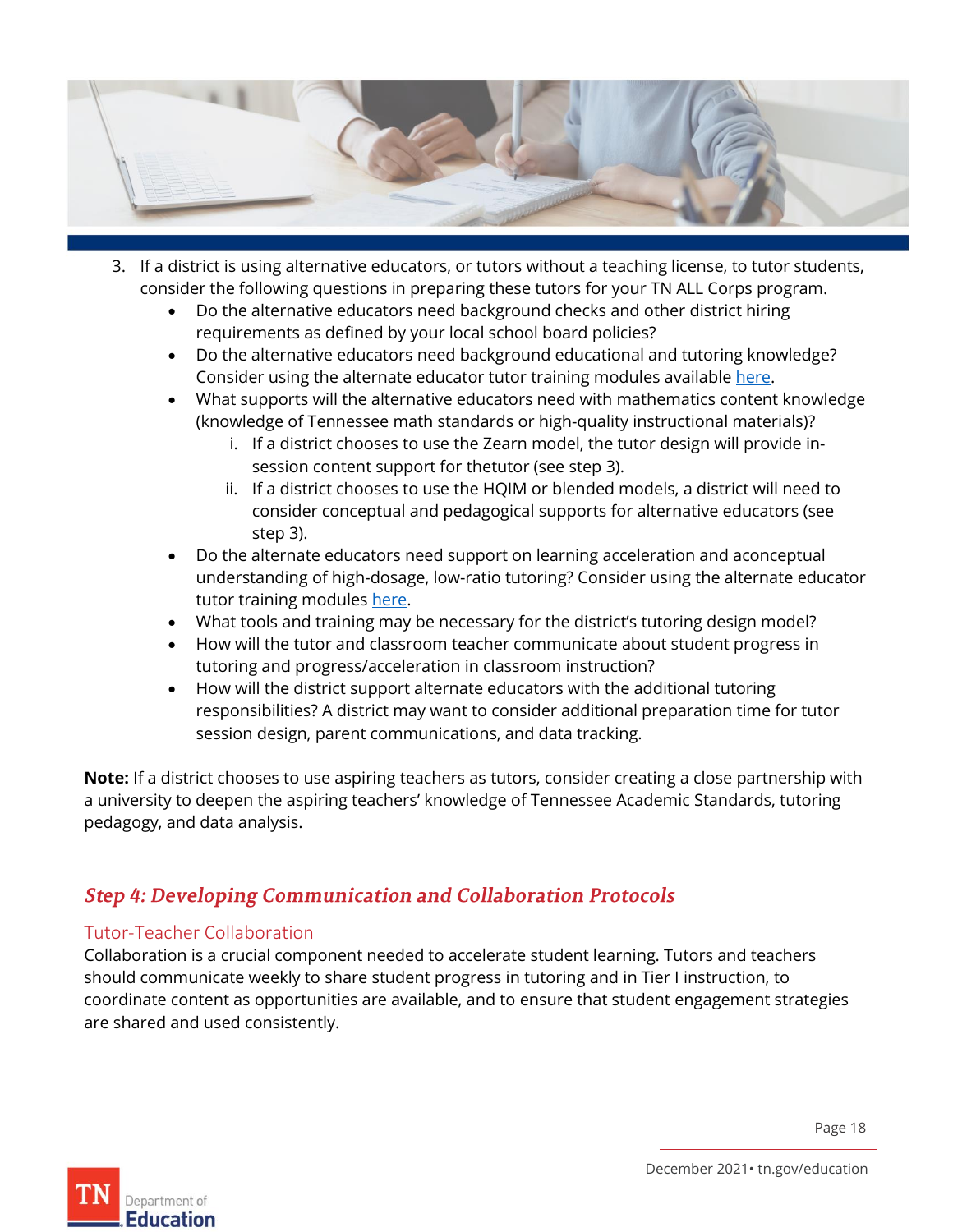3. If a district is using alternative educators, or tutors without a teaching license, to tutor students, consider the following questions in preparing these tutors for your TN ALL Corps program.
   - Do the alternative educators need background checks and other district hiring requirements as defined by your local school board policies?
   - Do the alternative educators need background educational and tutoring knowledge? Consider using the alternate educator tutor training modules available here.
   - What supports will the alternative educators need with mathematics content knowledge (knowledge of Tennessee math standards or high-quality instructional materials)?
      i. If a district chooses to use the Zearn model, the tutor design will provide in-session content support for thetutor (see step 3).
      ii. If a district chooses to use the HQIM or blended models, a district will need to consider conceptual and pedagogical supports for alternative educators (see step 3).
   - Do the alternate educators need support on learning acceleration and aconceptual understanding of high-dosage, low-ratio tutoring? Consider using the alternate educator tutor training modules here.
   - What tools and training may be necessary for the district's tutoring design model?
   - How will the tutor and classroom teacher communicate about student progress in tutoring and progress/acceleration in classroom instruction?
   - How will the district support alternate educators with the additional tutoring responsibilities? A district may want to consider additional preparation time for tutor session design, parent communications, and data tracking.

**Note:** If a district chooses to use aspiring teachers as tutors, consider creating a close partnership with a university to deepen the aspiring teachers' knowledge of Tennessee Academic Standards, tutoring pedagogy, and data analysis.

## *Step 4: Developing Communication and Collaboration Protocols*

### Tutor-Teacher Collaboration

Collaboration is a crucial component needed to accelerate student learning. Tutors and teachers should communicate weekly to share student progress in tutoring and in Tier I instruction, to coordinate content as opportunities are available, and to ensure that student engagement strategies are shared and used consistently.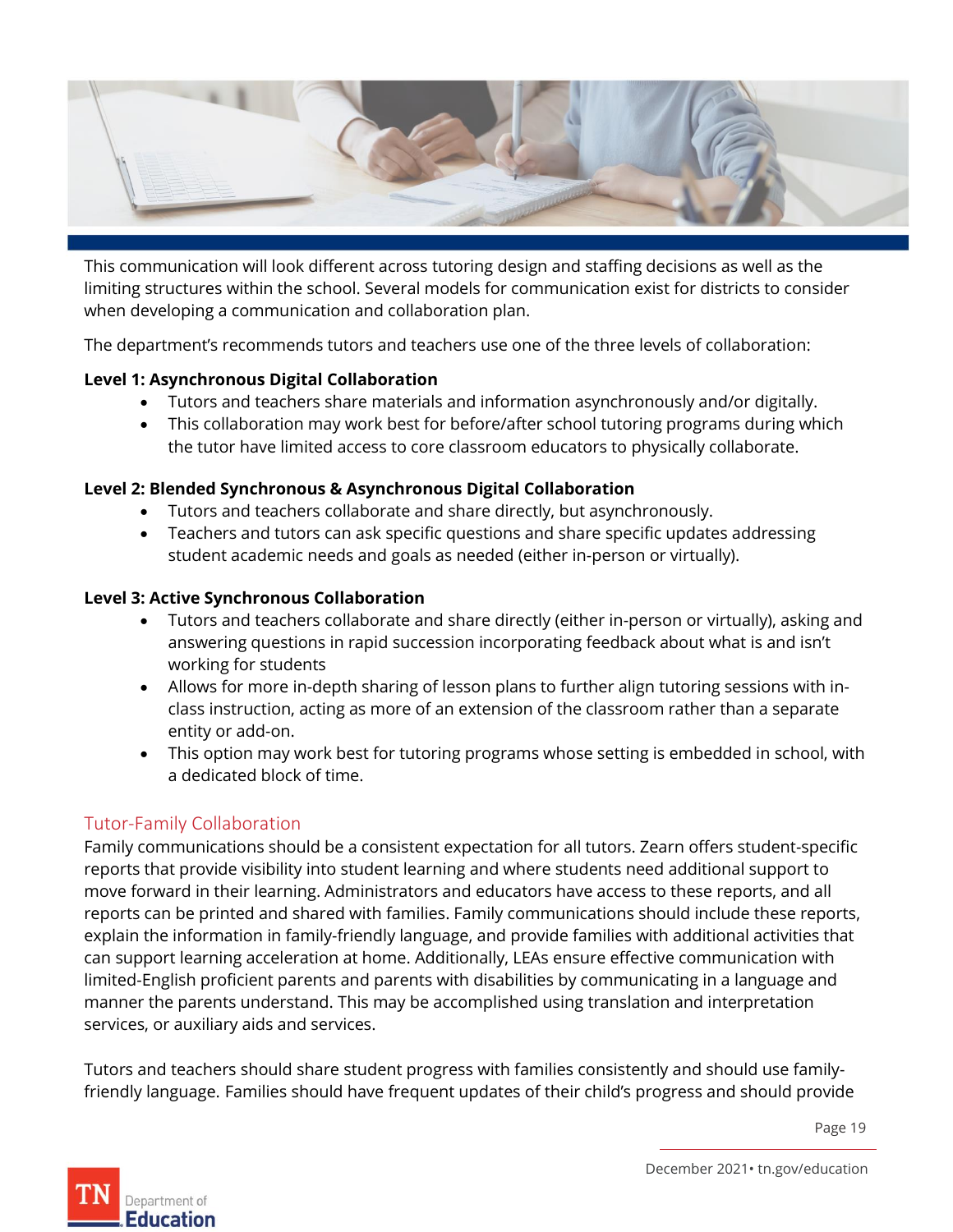This communication will look different across tutoring design and staffing decisions as well as the limiting structures within the school. Several models for communication exist for districts to consider when developing a communication and collaboration plan.

The department's recommends tutors and teachers use one of the three levels of collaboration:

**Level 1: Asynchronous Digital Collaboration**

- Tutors and teachers share materials and information asynchronously and/or digitally.
- This collaboration may work best for before/after school tutoring programs during which the tutor have limited access to core classroom educators to physically collaborate.

**Level 2: Blended Synchronous & Asynchronous Digital Collaboration**

- Tutors and teachers collaborate and share directly, but asynchronously.
- Teachers and tutors can ask specific questions and share specific updates addressing student academic needs and goals as needed (either in-person or virtually).

**Level 3: Active Synchronous Collaboration**

- Tutors and teachers collaborate and share directly (either in-person or virtually), asking and answering questions in rapid succession incorporating feedback about what is and isn't working for students
- Allows for more in-depth sharing of lesson plans to further align tutoring sessions with in-class instruction, acting as more of an extension of the classroom rather than a separate entity or add-on.
- This option may work best for tutoring programs whose setting is embedded in school, with a dedicated block of time.

## Tutor-Family Collaboration

Family communications should be a consistent expectation for all tutors. Zearn offers student-specific reports that provide visibility into student learning and where students need additional support to move forward in their learning. Administrators and educators have access to these reports, and all reports can be printed and shared with families. Family communications should include these reports, explain the information in family-friendly language, and provide families with additional activities that can support learning acceleration at home. Additionally, LEAs ensure effective communication with limited-English proficient parents and parents with disabilities by communicating in a language and manner the parents understand. This may be accomplished using translation and interpretation services, or auxiliary aids and services.

Tutors and teachers should share student progress with families consistently and should use family-friendly language. Families should have frequent updates of their child's progress and should provide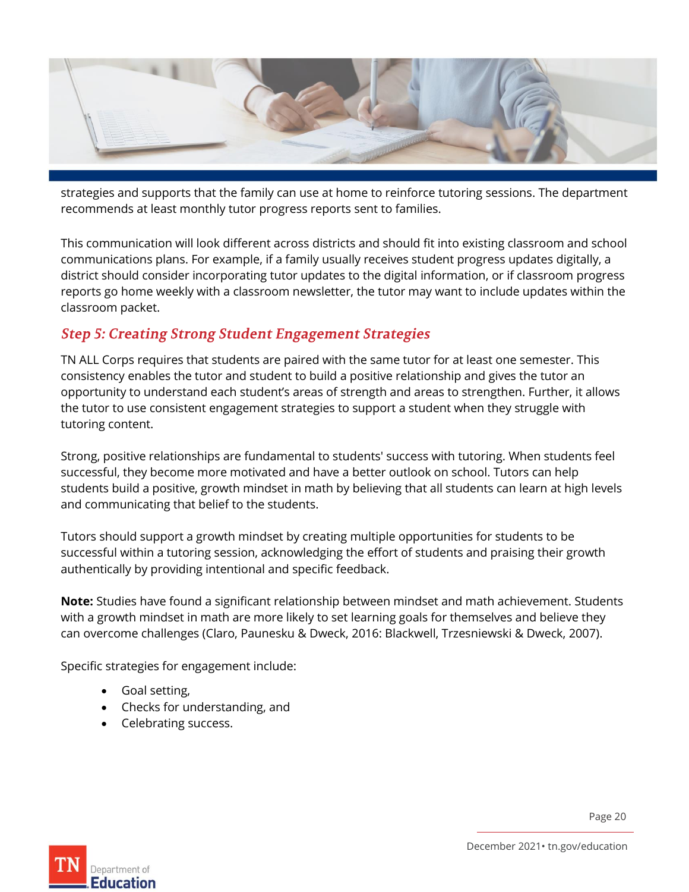strategies and supports that the family can use at home to reinforce tutoring sessions. The department recommends at least monthly tutor progress reports sent to families.

This communication will look different across districts and should fit into existing classroom and school communications plans. For example, if a family usually receives student progress updates digitally, a district should consider incorporating tutor updates to the digital information, or if classroom progress reports go home weekly with a classroom newsletter, the tutor may want to include updates within the classroom packet.

## *Step 5: Creating Strong Student Engagement Strategies*

TN ALL Corps requires that students are paired with the same tutor for at least one semester. This consistency enables the tutor and student to build a positive relationship and gives the tutor an opportunity to understand each student's areas of strength and areas to strengthen. Further, it allows the tutor to use consistent engagement strategies to support a student when they struggle with tutoring content.

Strong, positive relationships are fundamental to students' success with tutoring. When students feel successful, they become more motivated and have a better outlook on school. Tutors can help students build a positive, growth mindset in math by believing that all students can learn at high levels and communicating that belief to the students.

Tutors should support a growth mindset by creating multiple opportunities for students to be successful within a tutoring session, acknowledging the effort of students and praising their growth authentically by providing intentional and specific feedback.

**Note:** Studies have found a significant relationship between mindset and math achievement. Students with a growth mindset in math are more likely to set learning goals for themselves and believe they can overcome challenges (Claro, Paunesku & Dweck, 2016: Blackwell, Trzesniewski & Dweck, 2007).

Specific strategies for engagement include:

- Goal setting,
- Checks for understanding, and
- Celebrating success.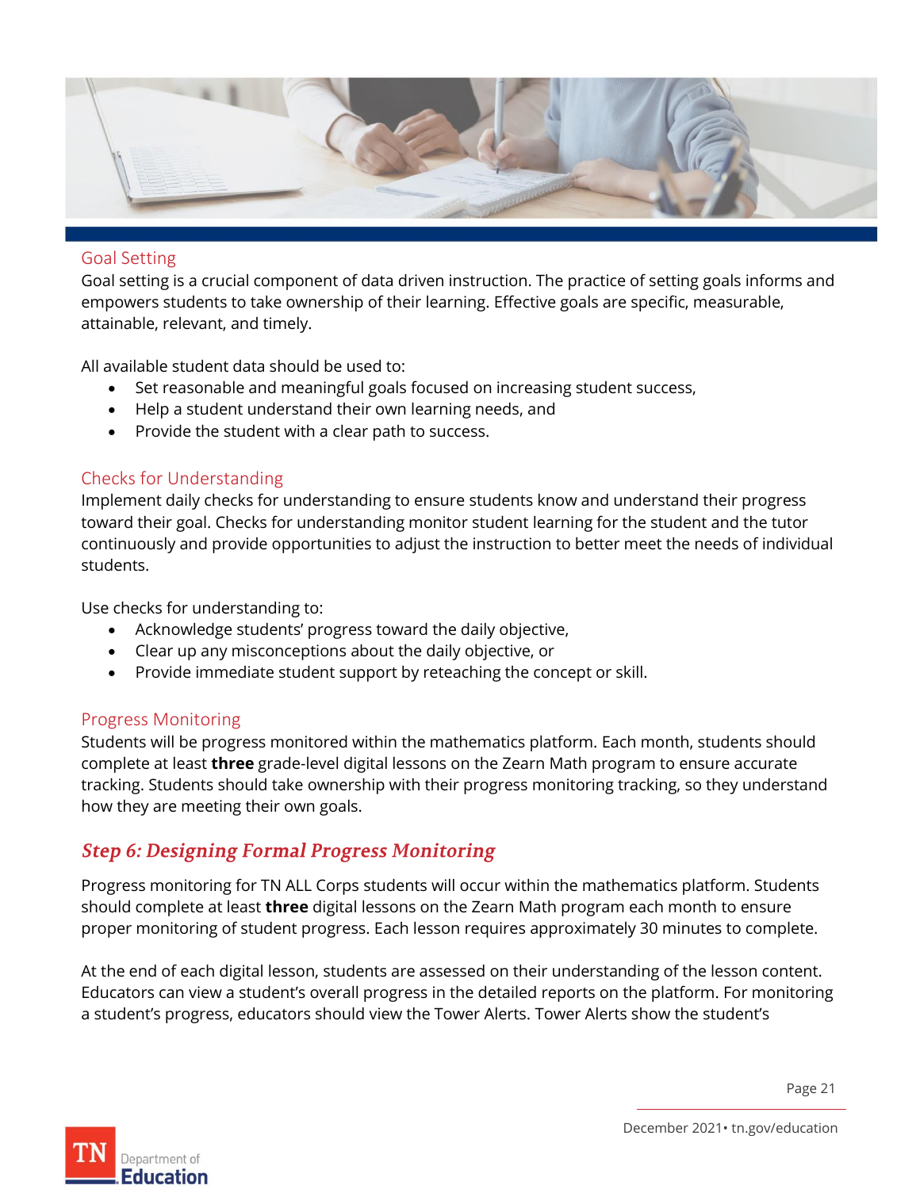### Goal Setting

Goal setting is a crucial component of data driven instruction. The practice of setting goals informs and empowers students to take ownership of their learning. Effective goals are specific, measurable, attainable, relevant, and timely.

All available student data should be used to:

- Set reasonable and meaningful goals focused on increasing student success,
- Help a student understand their own learning needs, and
- Provide the student with a clear path to success.

### Checks for Understanding

Implement daily checks for understanding to ensure students know and understand their progress toward their goal. Checks for understanding monitor student learning for the student and the tutor continuously and provide opportunities to adjust the instruction to better meet the needs of individual students.

Use checks for understanding to:

- Acknowledge students' progress toward the daily objective,
- Clear up any misconceptions about the daily objective, or
- Provide immediate student support by reteaching the concept or skill.

### Progress Monitoring

Students will be progress monitored within the mathematics platform. Each month, students should complete at least **three** grade-level digital lessons on the Zearn Math program to ensure accurate tracking. Students should take ownership with their progress monitoring tracking, so they understand how they are meeting their own goals.

## *Step 6: Designing Formal Progress Monitoring*

Progress monitoring for TN ALL Corps students will occur within the mathematics platform. Students should complete at least **three** digital lessons on the Zearn Math program each month to ensure proper monitoring of student progress. Each lesson requires approximately 30 minutes to complete.

At the end of each digital lesson, students are assessed on their understanding of the lesson content. Educators can view a student's overall progress in the detailed reports on the platform. For monitoring a student's progress, educators should view the Tower Alerts. Tower Alerts show the student's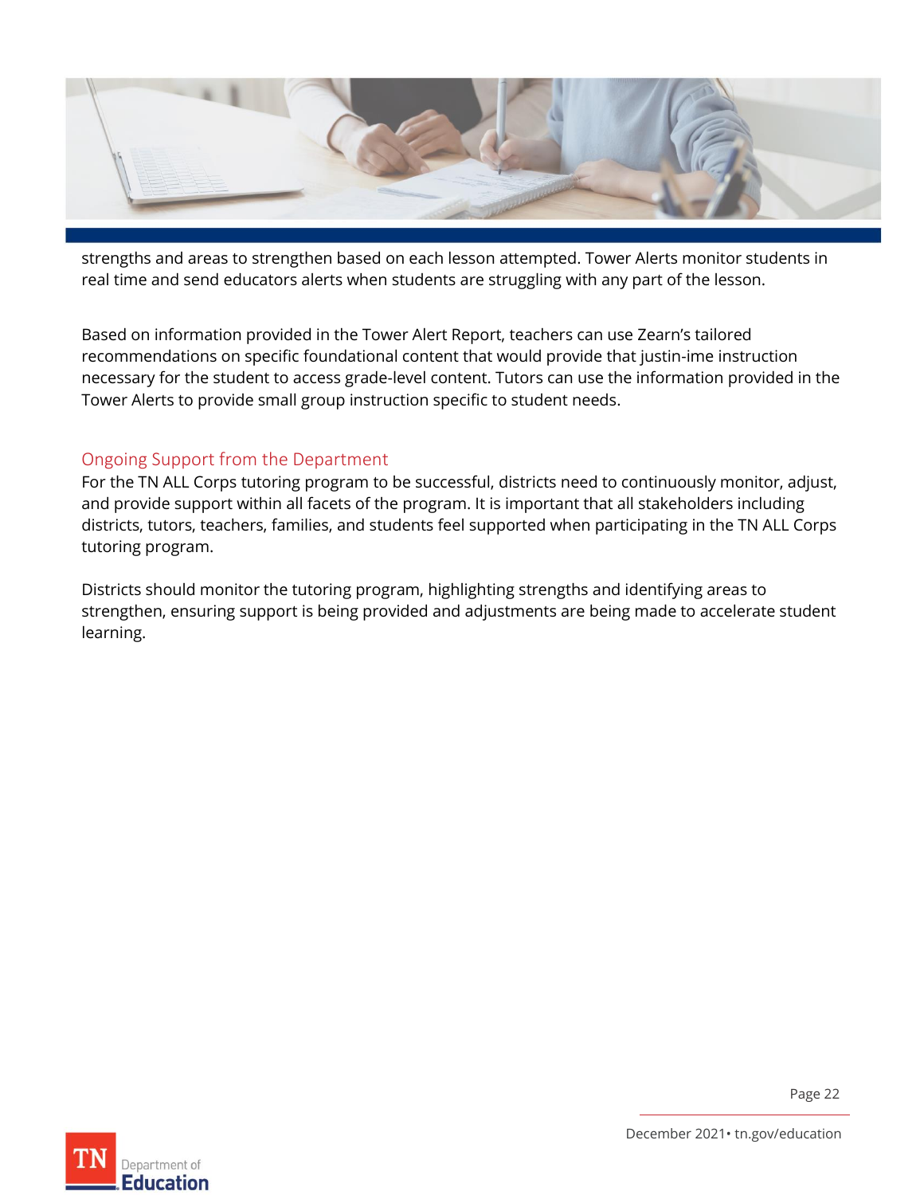strengths and areas to strengthen based on each lesson attempted. Tower Alerts monitor students in real time and send educators alerts when students are struggling with any part of the lesson.

Based on information provided in the Tower Alert Report, teachers can use Zearn's tailored recommendations on specific foundational content that would provide that justin-ime instruction necessary for the student to access grade-level content. Tutors can use the information provided in the Tower Alerts to provide small group instruction specific to student needs.

## Ongoing Support from the Department

For the TN ALL Corps tutoring program to be successful, districts need to continuously monitor, adjust, and provide support within all facets of the program. It is important that all stakeholders including districts, tutors, teachers, families, and students feel supported when participating in the TN ALL Corps tutoring program.

Districts should monitor the tutoring program, highlighting strengths and identifying areas to strengthen, ensuring support is being provided and adjustments are being made to accelerate student learning.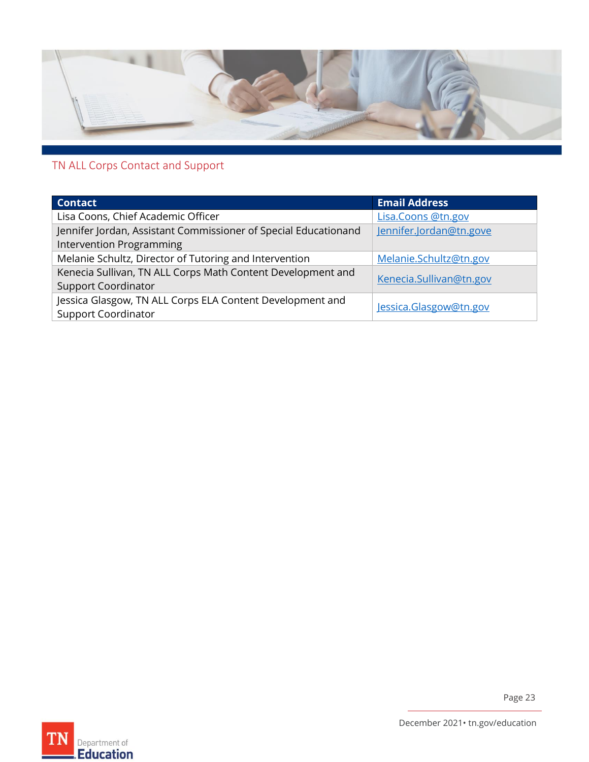## TN ALL Corps Contact and Support

| Contact | Email Address |
|---|---|
| Lisa Coons, Chief Academic Officer | Lisa.Coons @tn.gov |
| Jennifer Jordan, Assistant Commissioner of Special Educationand Intervention Programming | Jennifer.Jordan@tn.gove |
| Melanie Schultz, Director of Tutoring and Intervention | Melanie.Schultz@tn.gov |
| Kenecia Sullivan, TN ALL Corps Math Content Development and Support Coordinator | Kenecia.Sullivan@tn.gov |
| Jessica Glasgow, TN ALL Corps ELA Content Development and Support Coordinator | Jessica.Glasgow@tn.gov |